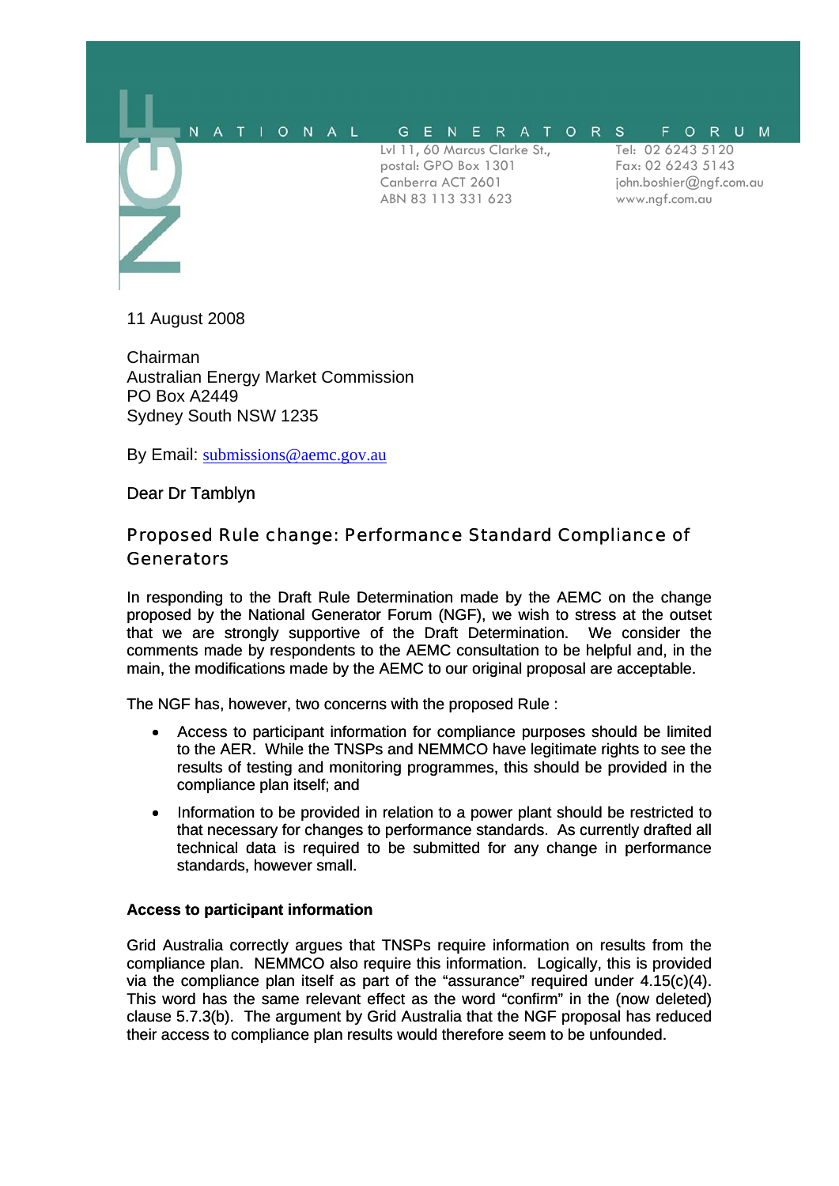NATIONAL GENERATORS FORUM

Lvl 11, 60 Marcus Clarke St.,
postal: GPO Box 1301
Canberra ACT 2601
ABN 83 113 331 623

Tel: 02 6243 5120
Fax: 02 6243 5143
john.boshier@ngf.com.au
www.ngf.com.au

11 August 2008

Chairman
Australian Energy Market Commission
PO Box A2449
Sydney South NSW 1235

By Email: submissions@aemc.gov.au

Dear Dr Tamblyn

## Proposed Rule change: Performance Standard Compliance of Generators

In responding to the Draft Rule Determination made by the AEMC on the change proposed by the National Generator Forum (NGF), we wish to stress at the outset that we are strongly supportive of the Draft Determination. We consider the comments made by respondents to the AEMC consultation to be helpful and, in the main, the modifications made by the AEMC to our original proposal are acceptable.

The NGF has, however, two concerns with the proposed Rule :

- Access to participant information for compliance purposes should be limited to the AER. While the TNSPs and NEMMCO have legitimate rights to see the results of testing and monitoring programmes, this should be provided in the compliance plan itself; and
- Information to be provided in relation to a power plant should be restricted to that necessary for changes to performance standards. As currently drafted all technical data is required to be submitted for any change in performance standards, however small.

**Access to participant information**

Grid Australia correctly argues that TNSPs require information on results from the compliance plan. NEMMCO also require this information. Logically, this is provided via the compliance plan itself as part of the "assurance" required under 4.15(c)(4). This word has the same relevant effect as the word "confirm" in the (now deleted) clause 5.7.3(b). The argument by Grid Australia that the NGF proposal has reduced their access to compliance plan results would therefore seem to be unfounded.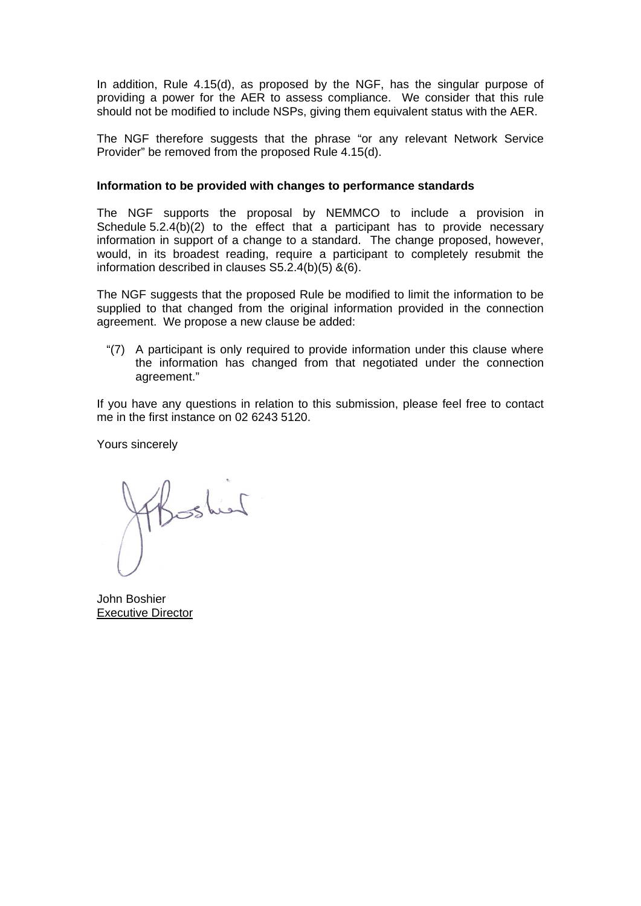In addition, Rule 4.15(d), as proposed by the NGF, has the singular purpose of providing a power for the AER to assess compliance. We consider that this rule should not be modified to include NSPs, giving them equivalent status with the AER.

The NGF therefore suggests that the phrase "or any relevant Network Service Provider" be removed from the proposed Rule 4.15(d).

**Information to be provided with changes to performance standards**

The NGF supports the proposal by NEMMCO to include a provision in Schedule 5.2.4(b)(2) to the effect that a participant has to provide necessary information in support of a change to a standard. The change proposed, however, would, in its broadest reading, require a participant to completely resubmit the information described in clauses S5.2.4(b)(5) &(6).

The NGF suggests that the proposed Rule be modified to limit the information to be supplied to that changed from the original information provided in the connection agreement. We propose a new clause be added:

> "(7) A participant is only required to provide information under this clause where the information has changed from that negotiated under the connection agreement."

If you have any questions in relation to this submission, please feel free to contact me in the first instance on 02 6243 5120.

Yours sincerely

John Boshier
Executive Director